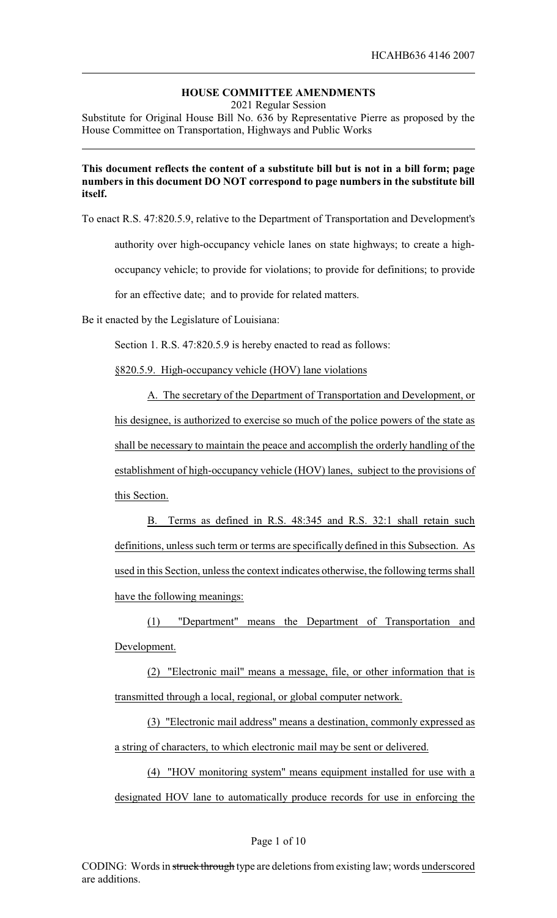## HOUSE COMMITTEE AMENDMENTS

2021 Regular Session

Substitute for Original House Bill No. 636 by Representative Pierre as proposed by the House Committee on Transportation, Highways and Public Works

**This document reflects the content of a substitute bill but is not in a bill form; page numbers in this document DO NOT correspond to page numbers in the substitute bill itself.**

To enact R.S. 47:820.5.9, relative to the Department of Transportation and Development's authority over high-occupancy vehicle lanes on state highways; to create a high-occupancy vehicle; to provide for violations; to provide for definitions; to provide for an effective date; and to provide for related matters.

Be it enacted by the Legislature of Louisiana:

Section 1. R.S. 47:820.5.9 is hereby enacted to read as follows:

§820.5.9. High-occupancy vehicle (HOV) lane violations

A. The secretary of the Department of Transportation and Development, or his designee, is authorized to exercise so much of the police powers of the state as shall be necessary to maintain the peace and accomplish the orderly handling of the establishment of high-occupancy vehicle (HOV) lanes, subject to the provisions of this Section.

B. Terms as defined in R.S. 48:345 and R.S. 32:1 shall retain such definitions, unless such term or terms are specifically defined in this Subsection. As used in this Section, unless the context indicates otherwise, the following terms shall have the following meanings:

(1) "Department" means the Department of Transportation and Development.

(2) "Electronic mail" means a message, file, or other information that is transmitted through a local, regional, or global computer network.

(3) "Electronic mail address" means a destination, commonly expressed as a string of characters, to which electronic mail may be sent or delivered.

(4) "HOV monitoring system" means equipment installed for use with a designated HOV lane to automatically produce records for use in enforcing the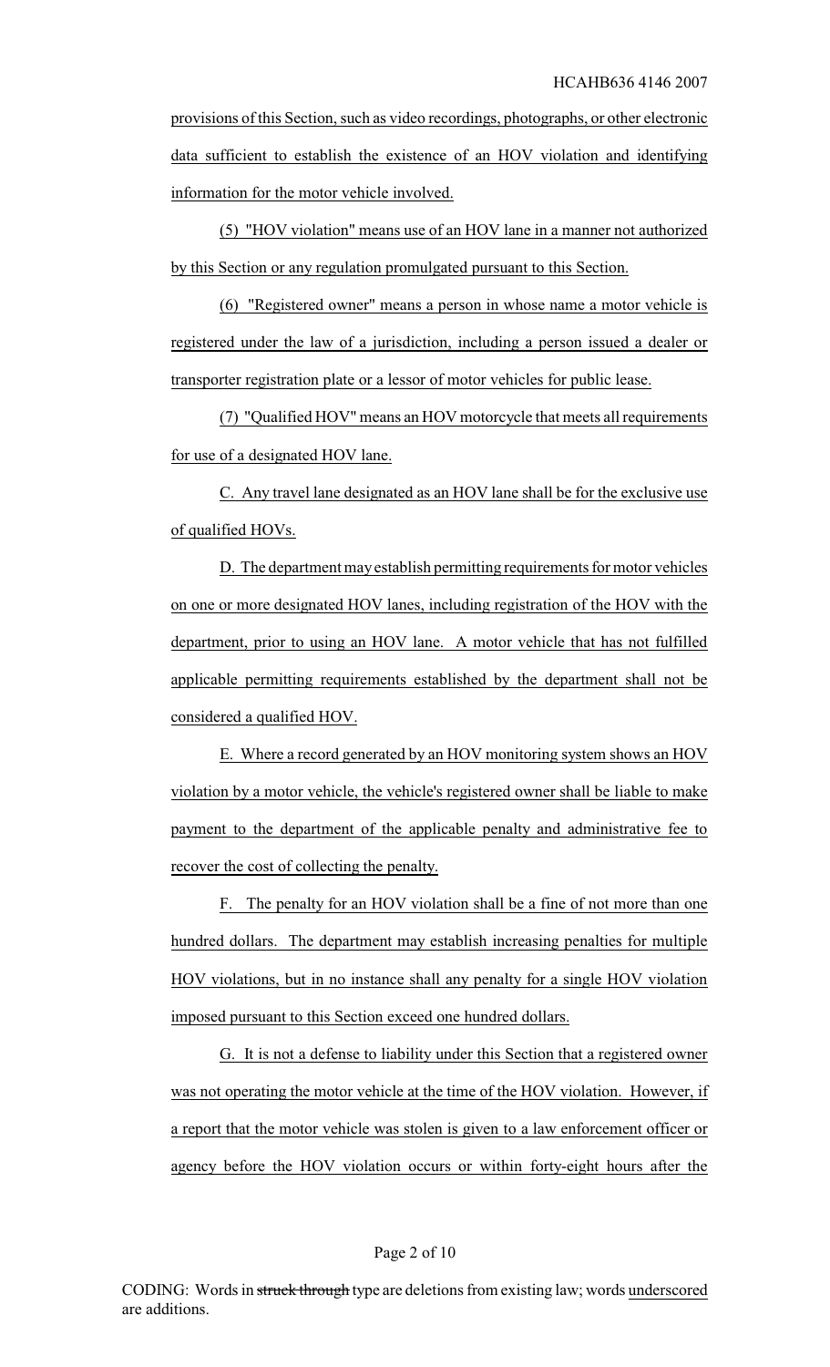provisions of this Section, such as video recordings, photographs, or other electronic data sufficient to establish the existence of an HOV violation and identifying information for the motor vehicle involved.

(5) "HOV violation" means use of an HOV lane in a manner not authorized by this Section or any regulation promulgated pursuant to this Section.

(6) "Registered owner" means a person in whose name a motor vehicle is registered under the law of a jurisdiction, including a person issued a dealer or transporter registration plate or a lessor of motor vehicles for public lease.

(7) "Qualified HOV" means an HOV motorcycle that meets all requirements for use of a designated HOV lane.

C. Any travel lane designated as an HOV lane shall be for the exclusive use of qualified HOVs.

D. The department may establish permitting requirements for motor vehicles on one or more designated HOV lanes, including registration of the HOV with the department, prior to using an HOV lane. A motor vehicle that has not fulfilled applicable permitting requirements established by the department shall not be considered a qualified HOV.

E. Where a record generated by an HOV monitoring system shows an HOV violation by a motor vehicle, the vehicle's registered owner shall be liable to make payment to the department of the applicable penalty and administrative fee to recover the cost of collecting the penalty.

F. The penalty for an HOV violation shall be a fine of not more than one hundred dollars. The department may establish increasing penalties for multiple HOV violations, but in no instance shall any penalty for a single HOV violation imposed pursuant to this Section exceed one hundred dollars.

G. It is not a defense to liability under this Section that a registered owner was not operating the motor vehicle at the time of the HOV violation. However, if a report that the motor vehicle was stolen is given to a law enforcement officer or agency before the HOV violation occurs or within forty-eight hours after the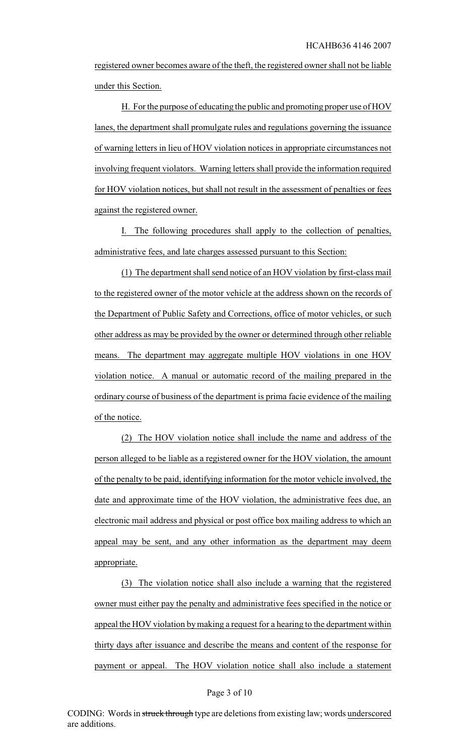registered owner becomes aware of the theft, the registered owner shall not be liable under this Section.

H. For the purpose of educating the public and promoting proper use of HOV lanes, the department shall promulgate rules and regulations governing the issuance of warning letters in lieu of HOV violation notices in appropriate circumstances not involving frequent violators. Warning letters shall provide the information required for HOV violation notices, but shall not result in the assessment of penalties or fees against the registered owner.

I. The following procedures shall apply to the collection of penalties, administrative fees, and late charges assessed pursuant to this Section:

(1) The department shall send notice of an HOV violation by first-class mail to the registered owner of the motor vehicle at the address shown on the records of the Department of Public Safety and Corrections, office of motor vehicles, or such other address as may be provided by the owner or determined through other reliable means. The department may aggregate multiple HOV violations in one HOV violation notice. A manual or automatic record of the mailing prepared in the ordinary course of business of the department is prima facie evidence of the mailing of the notice.

(2) The HOV violation notice shall include the name and address of the person alleged to be liable as a registered owner for the HOV violation, the amount of the penalty to be paid, identifying information for the motor vehicle involved, the date and approximate time of the HOV violation, the administrative fees due, an electronic mail address and physical or post office box mailing address to which an appeal may be sent, and any other information as the department may deem appropriate.

(3) The violation notice shall also include a warning that the registered owner must either pay the penalty and administrative fees specified in the notice or appeal the HOV violation by making a request for a hearing to the department within thirty days after issuance and describe the means and content of the response for payment or appeal. The HOV violation notice shall also include a statement

CODING: Words in ~~struck through~~ type are deletions from existing law; words underscored are additions.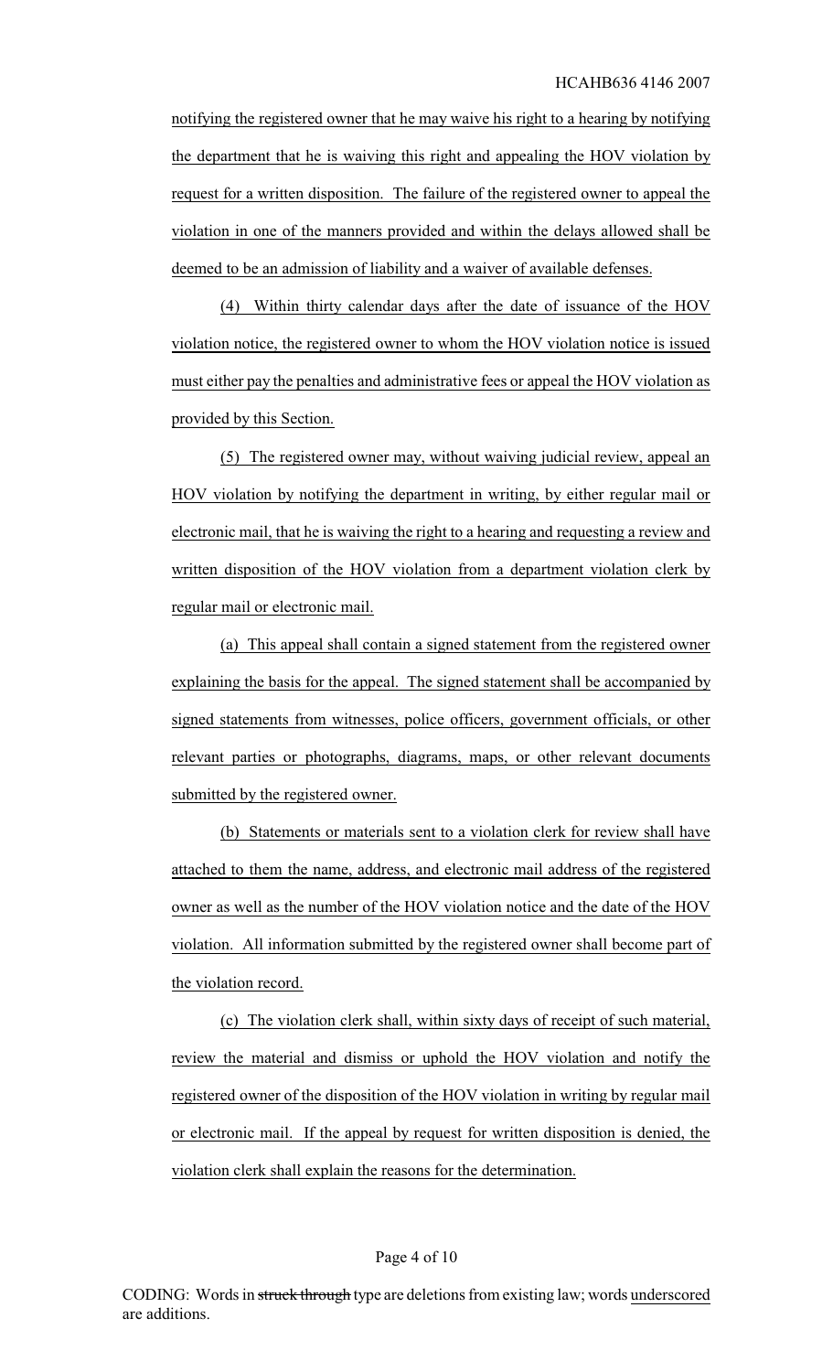notifying the registered owner that he may waive his right to a hearing by notifying the department that he is waiving this right and appealing the HOV violation by request for a written disposition. The failure of the registered owner to appeal the violation in one of the manners provided and within the delays allowed shall be deemed to be an admission of liability and a waiver of available defenses.

(4) Within thirty calendar days after the date of issuance of the HOV violation notice, the registered owner to whom the HOV violation notice is issued must either pay the penalties and administrative fees or appeal the HOV violation as provided by this Section.

(5) The registered owner may, without waiving judicial review, appeal an HOV violation by notifying the department in writing, by either regular mail or electronic mail, that he is waiving the right to a hearing and requesting a review and written disposition of the HOV violation from a department violation clerk by regular mail or electronic mail.

(a) This appeal shall contain a signed statement from the registered owner explaining the basis for the appeal. The signed statement shall be accompanied by signed statements from witnesses, police officers, government officials, or other relevant parties or photographs, diagrams, maps, or other relevant documents submitted by the registered owner.

(b) Statements or materials sent to a violation clerk for review shall have attached to them the name, address, and electronic mail address of the registered owner as well as the number of the HOV violation notice and the date of the HOV violation. All information submitted by the registered owner shall become part of the violation record.

(c) The violation clerk shall, within sixty days of receipt of such material, review the material and dismiss or uphold the HOV violation and notify the registered owner of the disposition of the HOV violation in writing by regular mail or electronic mail. If the appeal by request for written disposition is denied, the violation clerk shall explain the reasons for the determination.

CODING: Words in ~~struck through~~ type are deletions from existing law; words underscored are additions.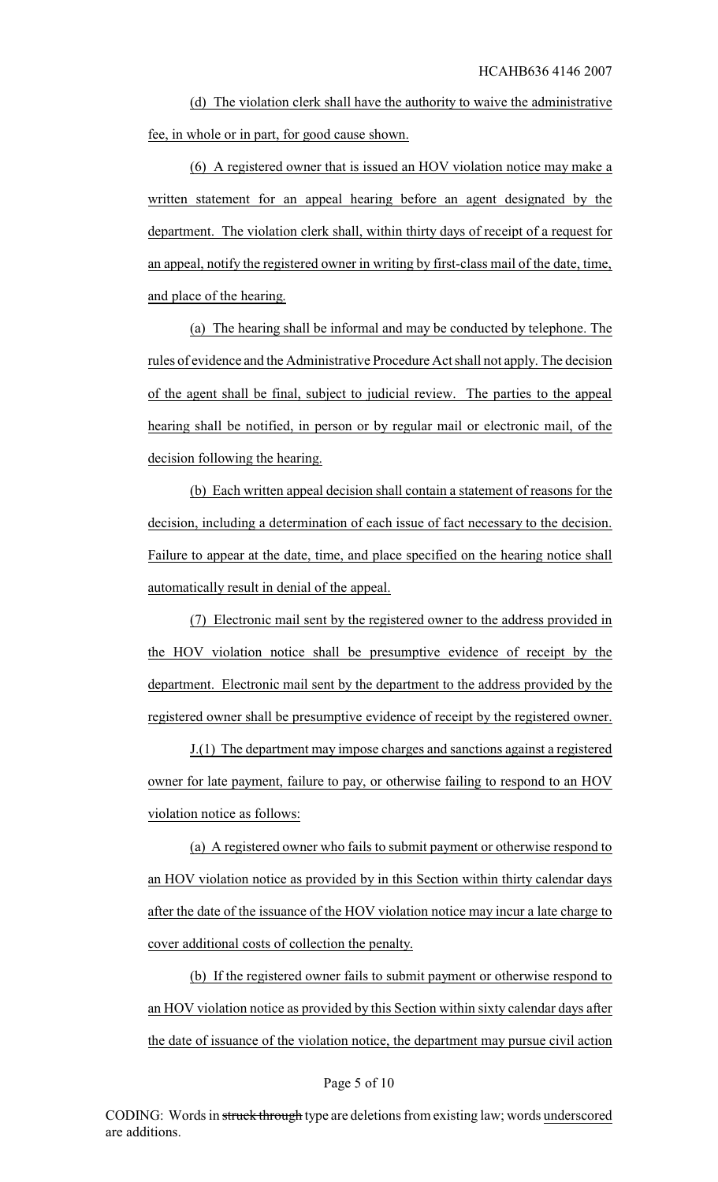(d) The violation clerk shall have the authority to waive the administrative fee, in whole or in part, for good cause shown.

(6) A registered owner that is issued an HOV violation notice may make a written statement for an appeal hearing before an agent designated by the department. The violation clerk shall, within thirty days of receipt of a request for an appeal, notify the registered owner in writing by first-class mail of the date, time, and place of the hearing.

(a) The hearing shall be informal and may be conducted by telephone. The rules of evidence and the Administrative Procedure Act shall not apply. The decision of the agent shall be final, subject to judicial review. The parties to the appeal hearing shall be notified, in person or by regular mail or electronic mail, of the decision following the hearing.

(b) Each written appeal decision shall contain a statement of reasons for the decision, including a determination of each issue of fact necessary to the decision. Failure to appear at the date, time, and place specified on the hearing notice shall automatically result in denial of the appeal.

(7) Electronic mail sent by the registered owner to the address provided in the HOV violation notice shall be presumptive evidence of receipt by the department. Electronic mail sent by the department to the address provided by the registered owner shall be presumptive evidence of receipt by the registered owner.

J.(1) The department may impose charges and sanctions against a registered owner for late payment, failure to pay, or otherwise failing to respond to an HOV violation notice as follows:

(a) A registered owner who fails to submit payment or otherwise respond to an HOV violation notice as provided by in this Section within thirty calendar days after the date of the issuance of the HOV violation notice may incur a late charge to cover additional costs of collection the penalty.

(b) If the registered owner fails to submit payment or otherwise respond to an HOV violation notice as provided by this Section within sixty calendar days after the date of issuance of the violation notice, the department may pursue civil action

CODING: Words in ~~struck through~~ type are deletions from existing law; words underscored are additions.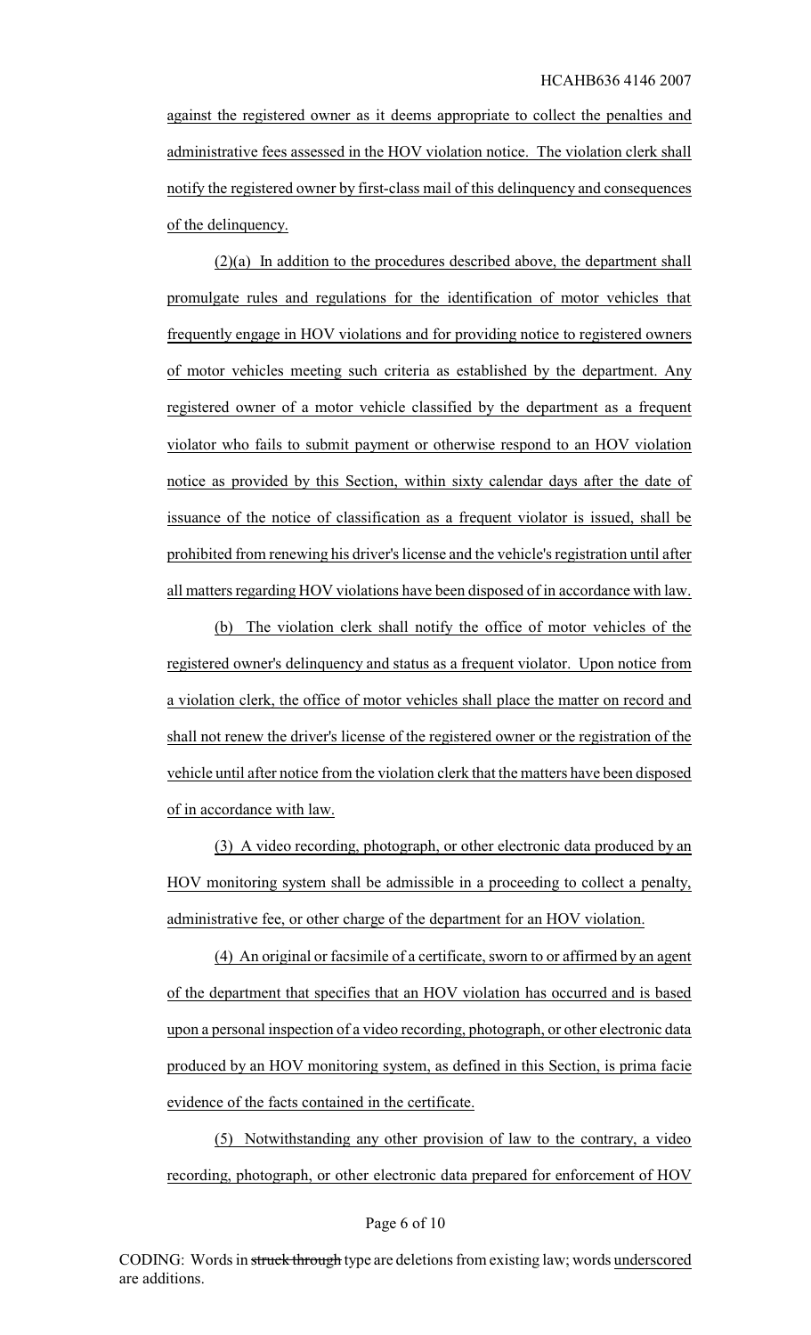against the registered owner as it deems appropriate to collect the penalties and administrative fees assessed in the HOV violation notice. The violation clerk shall notify the registered owner by first-class mail of this delinquency and consequences of the delinquency.

(2)(a) In addition to the procedures described above, the department shall promulgate rules and regulations for the identification of motor vehicles that frequently engage in HOV violations and for providing notice to registered owners of motor vehicles meeting such criteria as established by the department. Any registered owner of a motor vehicle classified by the department as a frequent violator who fails to submit payment or otherwise respond to an HOV violation notice as provided by this Section, within sixty calendar days after the date of issuance of the notice of classification as a frequent violator is issued, shall be prohibited from renewing his driver's license and the vehicle's registration until after all matters regarding HOV violations have been disposed of in accordance with law.

(b) The violation clerk shall notify the office of motor vehicles of the registered owner's delinquency and status as a frequent violator. Upon notice from a violation clerk, the office of motor vehicles shall place the matter on record and shall not renew the driver's license of the registered owner or the registration of the vehicle until after notice from the violation clerk that the matters have been disposed of in accordance with law.

(3) A video recording, photograph, or other electronic data produced by an HOV monitoring system shall be admissible in a proceeding to collect a penalty, administrative fee, or other charge of the department for an HOV violation.

(4) An original or facsimile of a certificate, sworn to or affirmed by an agent of the department that specifies that an HOV violation has occurred and is based upon a personal inspection of a video recording, photograph, or other electronic data produced by an HOV monitoring system, as defined in this Section, is prima facie evidence of the facts contained in the certificate.

(5) Notwithstanding any other provision of law to the contrary, a video recording, photograph, or other electronic data prepared for enforcement of HOV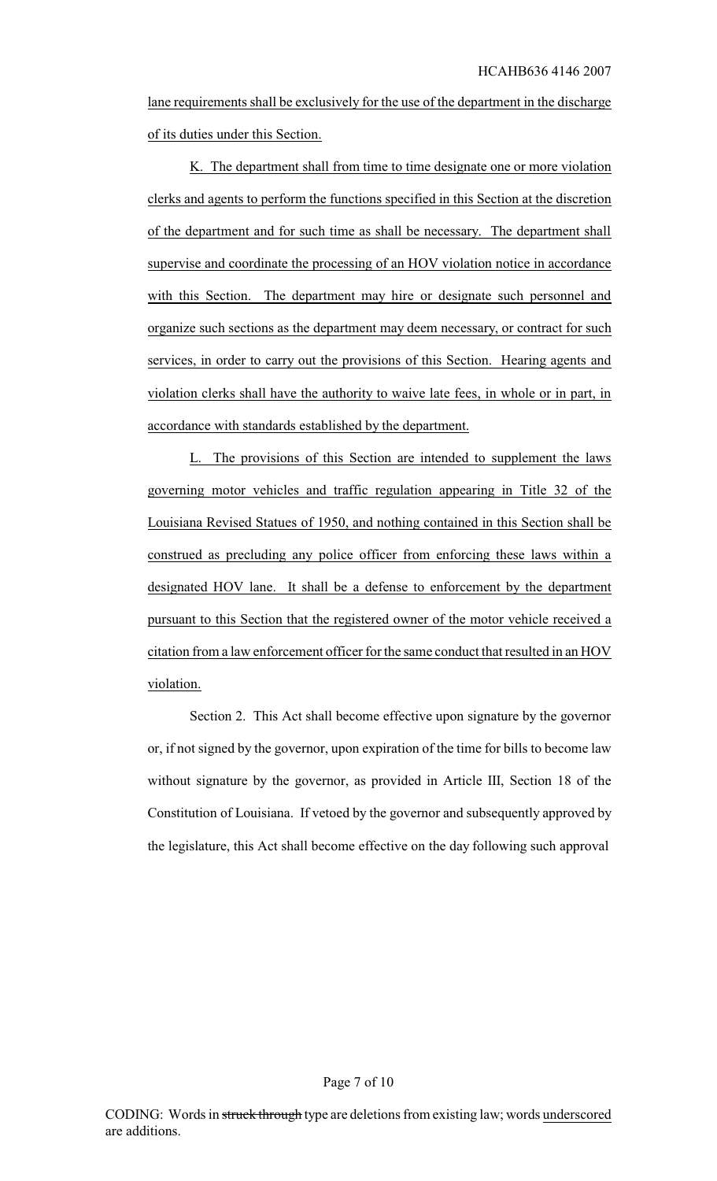lane requirements shall be exclusively for the use of the department in the discharge of its duties under this Section.

K. The department shall from time to time designate one or more violation clerks and agents to perform the functions specified in this Section at the discretion of the department and for such time as shall be necessary. The department shall supervise and coordinate the processing of an HOV violation notice in accordance with this Section. The department may hire or designate such personnel and organize such sections as the department may deem necessary, or contract for such services, in order to carry out the provisions of this Section. Hearing agents and violation clerks shall have the authority to waive late fees, in whole or in part, in accordance with standards established by the department.

L. The provisions of this Section are intended to supplement the laws governing motor vehicles and traffic regulation appearing in Title 32 of the Louisiana Revised Statues of 1950, and nothing contained in this Section shall be construed as precluding any police officer from enforcing these laws within a designated HOV lane. It shall be a defense to enforcement by the department pursuant to this Section that the registered owner of the motor vehicle received a citation from a law enforcement officer for the same conduct that resulted in an HOV violation.

Section 2. This Act shall become effective upon signature by the governor or, if not signed by the governor, upon expiration of the time for bills to become law without signature by the governor, as provided in Article III, Section 18 of the Constitution of Louisiana. If vetoed by the governor and subsequently approved by the legislature, this Act shall become effective on the day following such approval

CODING: Words in ~~struck through~~ type are deletions from existing law; words underscored are additions.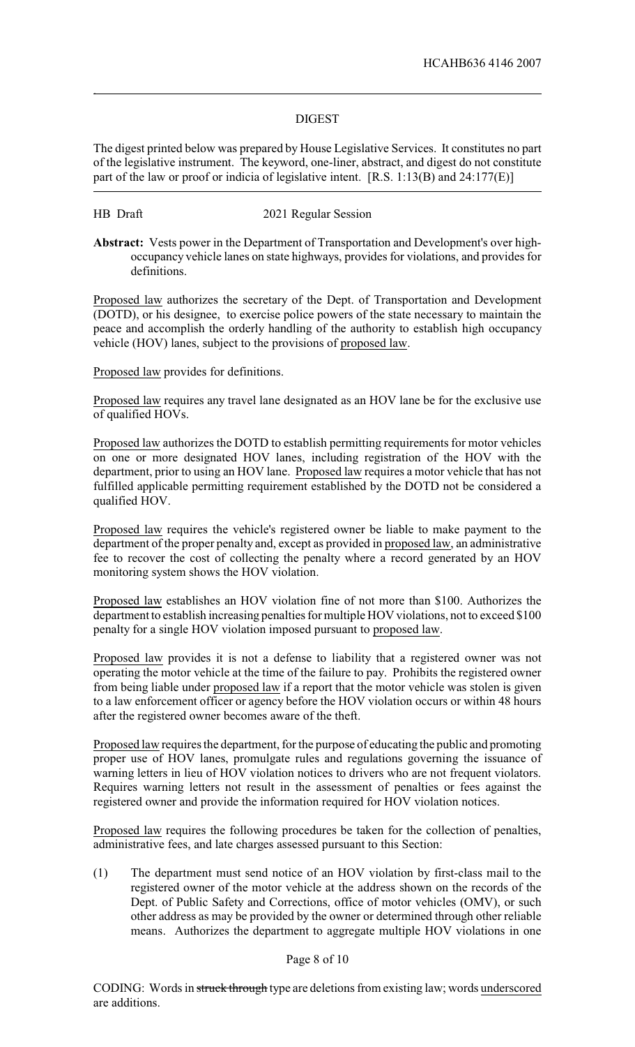## DIGEST

The digest printed below was prepared by House Legislative Services. It constitutes no part of the legislative instrument. The keyword, one-liner, abstract, and digest do not constitute part of the law or proof or indicia of legislative intent. [R.S. 1:13(B) and 24:177(E)]

HB Draft 2021 Regular Session

**Abstract:** Vests power in the Department of Transportation and Development's over high-occupancy vehicle lanes on state highways, provides for violations, and provides for definitions.

Proposed law authorizes the secretary of the Dept. of Transportation and Development (DOTD), or his designee, to exercise police powers of the state necessary to maintain the peace and accomplish the orderly handling of the authority to establish high occupancy vehicle (HOV) lanes, subject to the provisions of proposed law.

Proposed law provides for definitions.

Proposed law requires any travel lane designated as an HOV lane be for the exclusive use of qualified HOVs.

Proposed law authorizes the DOTD to establish permitting requirements for motor vehicles on one or more designated HOV lanes, including registration of the HOV with the department, prior to using an HOV lane. Proposed law requires a motor vehicle that has not fulfilled applicable permitting requirement established by the DOTD not be considered a qualified HOV.

Proposed law requires the vehicle's registered owner be liable to make payment to the department of the proper penalty and, except as provided in proposed law, an administrative fee to recover the cost of collecting the penalty where a record generated by an HOV monitoring system shows the HOV violation.

Proposed law establishes an HOV violation fine of not more than $100. Authorizes the department to establish increasing penalties for multiple HOV violations, not to exceed $100 penalty for a single HOV violation imposed pursuant to proposed law.

Proposed law provides it is not a defense to liability that a registered owner was not operating the motor vehicle at the time of the failure to pay. Prohibits the registered owner from being liable under proposed law if a report that the motor vehicle was stolen is given to a law enforcement officer or agency before the HOV violation occurs or within 48 hours after the registered owner becomes aware of the theft.

Proposed law requires the department, for the purpose of educating the public and promoting proper use of HOV lanes, promulgate rules and regulations governing the issuance of warning letters in lieu of HOV violation notices to drivers who are not frequent violators. Requires warning letters not result in the assessment of penalties or fees against the registered owner and provide the information required for HOV violation notices.

Proposed law requires the following procedures be taken for the collection of penalties, administrative fees, and late charges assessed pursuant to this Section:

(1) The department must send notice of an HOV violation by first-class mail to the registered owner of the motor vehicle at the address shown on the records of the Dept. of Public Safety and Corrections, office of motor vehicles (OMV), or such other address as may be provided by the owner or determined through other reliable means. Authorizes the department to aggregate multiple HOV violations in one

CODING: Words in ~~struck through~~ type are deletions from existing law; words underscored are additions.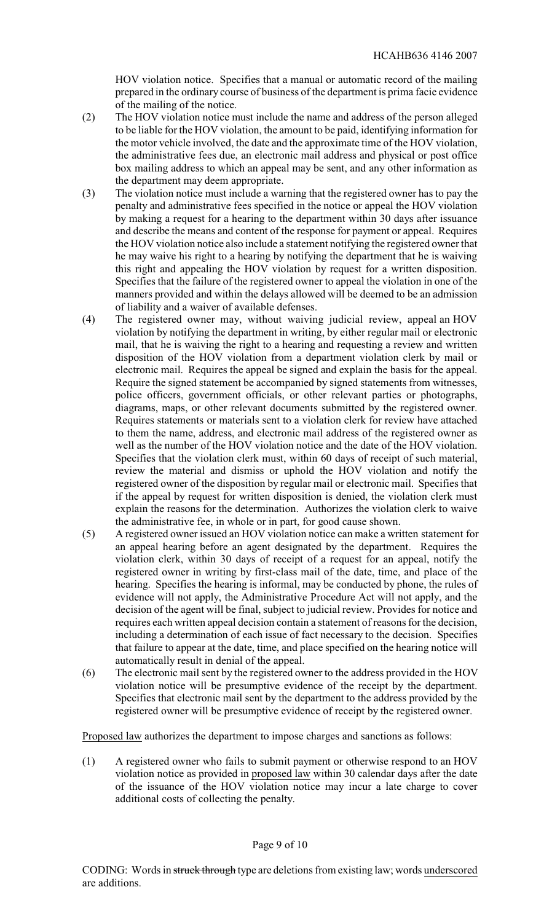HOV violation notice. Specifies that a manual or automatic record of the mailing prepared in the ordinary course of business of the department is prima facie evidence of the mailing of the notice.

(2) The HOV violation notice must include the name and address of the person alleged to be liable for the HOV violation, the amount to be paid, identifying information for the motor vehicle involved, the date and the approximate time of the HOV violation, the administrative fees due, an electronic mail address and physical or post office box mailing address to which an appeal may be sent, and any other information as the department may deem appropriate.

(3) The violation notice must include a warning that the registered owner has to pay the penalty and administrative fees specified in the notice or appeal the HOV violation by making a request for a hearing to the department within 30 days after issuance and describe the means and content of the response for payment or appeal. Requires the HOV violation notice also include a statement notifying the registered owner that he may waive his right to a hearing by notifying the department that he is waiving this right and appealing the HOV violation by request for a written disposition. Specifies that the failure of the registered owner to appeal the violation in one of the manners provided and within the delays allowed will be deemed to be an admission of liability and a waiver of available defenses.

(4) The registered owner may, without waiving judicial review, appeal an HOV violation by notifying the department in writing, by either regular mail or electronic mail, that he is waiving the right to a hearing and requesting a review and written disposition of the HOV violation from a department violation clerk by mail or electronic mail. Requires the appeal be signed and explain the basis for the appeal. Require the signed statement be accompanied by signed statements from witnesses, police officers, government officials, or other relevant parties or photographs, diagrams, maps, or other relevant documents submitted by the registered owner. Requires statements or materials sent to a violation clerk for review have attached to them the name, address, and electronic mail address of the registered owner as well as the number of the HOV violation notice and the date of the HOV violation. Specifies that the violation clerk must, within 60 days of receipt of such material, review the material and dismiss or uphold the HOV violation and notify the registered owner of the disposition by regular mail or electronic mail. Specifies that if the appeal by request for written disposition is denied, the violation clerk must explain the reasons for the determination. Authorizes the violation clerk to waive the administrative fee, in whole or in part, for good cause shown.

(5) A registered owner issued an HOV violation notice can make a written statement for an appeal hearing before an agent designated by the department. Requires the violation clerk, within 30 days of receipt of a request for an appeal, notify the registered owner in writing by first-class mail of the date, time, and place of the hearing. Specifies the hearing is informal, may be conducted by phone, the rules of evidence will not apply, the Administrative Procedure Act will not apply, and the decision of the agent will be final, subject to judicial review. Provides for notice and requires each written appeal decision contain a statement of reasons for the decision, including a determination of each issue of fact necessary to the decision. Specifies that failure to appear at the date, time, and place specified on the hearing notice will automatically result in denial of the appeal.

(6) The electronic mail sent by the registered owner to the address provided in the HOV violation notice will be presumptive evidence of the receipt by the department. Specifies that electronic mail sent by the department to the address provided by the registered owner will be presumptive evidence of receipt by the registered owner.

Proposed law authorizes the department to impose charges and sanctions as follows:

(1) A registered owner who fails to submit payment or otherwise respond to an HOV violation notice as provided in proposed law within 30 calendar days after the date of the issuance of the HOV violation notice may incur a late charge to cover additional costs of collecting the penalty.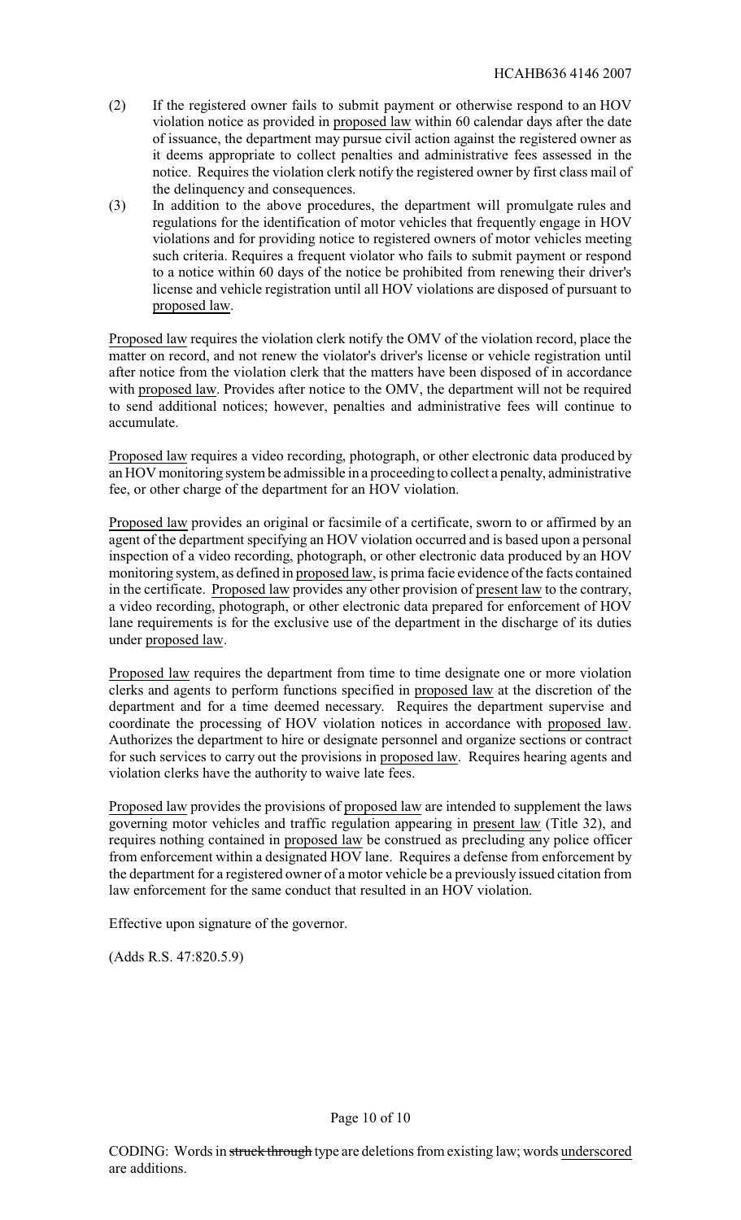(2) If the registered owner fails to submit payment or otherwise respond to an HOV violation notice as provided in proposed law within 60 calendar days after the date of issuance, the department may pursue civil action against the registered owner as it deems appropriate to collect penalties and administrative fees assessed in the notice. Requires the violation clerk notify the registered owner by first class mail of the delinquency and consequences.

(3) In addition to the above procedures, the department will promulgate rules and regulations for the identification of motor vehicles that frequently engage in HOV violations and for providing notice to registered owners of motor vehicles meeting such criteria. Requires a frequent violator who fails to submit payment or respond to a notice within 60 days of the notice be prohibited from renewing their driver's license and vehicle registration until all HOV violations are disposed of pursuant to proposed law.

Proposed law requires the violation clerk notify the OMV of the violation record, place the matter on record, and not renew the violator's driver's license or vehicle registration until after notice from the violation clerk that the matters have been disposed of in accordance with proposed law. Provides after notice to the OMV, the department will not be required to send additional notices; however, penalties and administrative fees will continue to accumulate.

Proposed law requires a video recording, photograph, or other electronic data produced by an HOV monitoring system be admissible in a proceeding to collect a penalty, administrative fee, or other charge of the department for an HOV violation.

Proposed law provides an original or facsimile of a certificate, sworn to or affirmed by an agent of the department specifying an HOV violation occurred and is based upon a personal inspection of a video recording, photograph, or other electronic data produced by an HOV monitoring system, as defined in proposed law, is prima facie evidence of the facts contained in the certificate. Proposed law provides any other provision of present law to the contrary, a video recording, photograph, or other electronic data prepared for enforcement of HOV lane requirements is for the exclusive use of the department in the discharge of its duties under proposed law.

Proposed law requires the department from time to time designate one or more violation clerks and agents to perform functions specified in proposed law at the discretion of the department and for a time deemed necessary. Requires the department supervise and coordinate the processing of HOV violation notices in accordance with proposed law. Authorizes the department to hire or designate personnel and organize sections or contract for such services to carry out the provisions in proposed law. Requires hearing agents and violation clerks have the authority to waive late fees.

Proposed law provides the provisions of proposed law are intended to supplement the laws governing motor vehicles and traffic regulation appearing in present law (Title 32), and requires nothing contained in proposed law be construed as precluding any police officer from enforcement within a designated HOV lane. Requires a defense from enforcement by the department for a registered owner of a motor vehicle be a previously issued citation from law enforcement for the same conduct that resulted in an HOV violation.

Effective upon signature of the governor.

(Adds R.S. 47:820.5.9)

CODING: Words in ~~struck through~~ type are deletions from existing law; words underscored are additions.